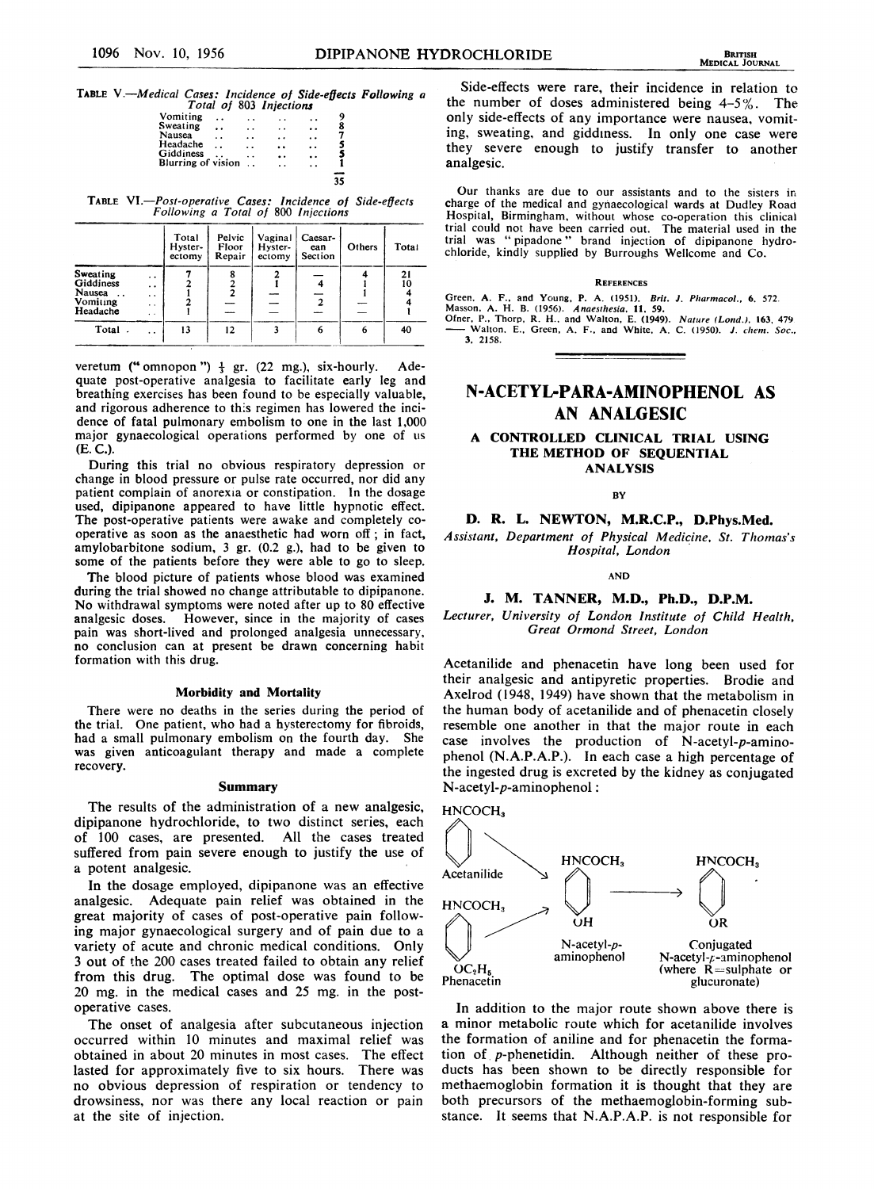TABLE V.—*Medical Cases: Incidence of Side-effects Following a Total of 803 Injections*

| Side-effect | Number |
|---|---|
| Vomiting | 9 |
| Sweating | 8 |
| Nausea | 7 |
| Headache | 5 |
| Giddiness | 5 |
| Blurring of vision | 1 |
| | 35 |

TABLE VI.—*Post-operative Cases: Incidence of Side-effects Following a Total of 800 Injections*

| | Total Hyster-ectomy | Pelvic Floor Repair | Vaginal Hyster-ectomy | Caesar-ean Section | Others | Total |
|---|---|---|---|---|---|---|
| Sweating | 7 | 8 | 2 | — | 4 | 21 |
| Giddiness | 2 | 2 | 1 | 4 | 1 | 10 |
| Nausea | 1 | 2 | — | — | 1 | 4 |
| Vomiting | 2 | — | — | 2 | — | 4 |
| Headache | 1 | — | — | — | — | 1 |
| Total | 13 | 12 | 3 | 6 | 6 | 40 |

veretum ("omnopon") ⅓ gr. (22 mg.), six-hourly. Adequate post-operative analgesia to facilitate early leg and breathing exercises has been found to be especially valuable, and rigorous adherence to this regimen has lowered the incidence of fatal pulmonary embolism to one in the last 1,000 major gynaecological operations performed by one of us (E. C.).

During this trial no obvious respiratory depression or change in blood pressure or pulse rate occurred, nor did any patient complain of anorexia or constipation. In the dosage used, dipipanone appeared to have little hypnotic effect. The post-operative patients were awake and completely co-operative as soon as the anaesthetic had worn off; in fact, amylobarbitone sodium, 3 gr. (0.2 g.), had to be given to some of the patients before they were able to go to sleep.

The blood picture of patients whose blood was examined during the trial showed no change attributable to dipipanone. No withdrawal symptoms were noted after up to 80 effective analgesic doses. However, since in the majority of cases pain was short-lived and prolonged analgesia unnecessary, no conclusion can at present be drawn concerning habit formation with this drug.

### Morbidity and Mortality

There were no deaths in the series during the period of the trial. One patient, who had a hysterectomy for fibroids, had a small pulmonary embolism on the fourth day. She was given anticoagulant therapy and made a complete recovery.

### Summary

The results of the administration of a new analgesic, dipipanone hydrochloride, to two distinct series, each of 100 cases, are presented. All the cases treated suffered from pain severe enough to justify the use of a potent analgesic.

In the dosage employed, dipipanone was an effective analgesic. Adequate pain relief was obtained in the great majority of cases of post-operative pain following major gynaecological surgery and of pain due to a variety of acute and chronic medical conditions. Only 3 out of the 200 cases treated failed to obtain any relief from this drug. The optimal dose was found to be 20 mg. in the medical cases and 25 mg. in the post-operative cases.

The onset of analgesia after subcutaneous injection occurred within 10 minutes and maximal relief was obtained in about 20 minutes in most cases. The effect lasted for approximately five to six hours. There was no obvious depression of respiration or tendency to drowsiness, nor was there any local reaction or pain at the site of injection.

Side-effects were rare, their incidence in relation to the number of doses administered being 4–5%. The only side-effects of any importance were nausea, vomiting, sweating, and giddiness. In only one case were they severe enough to justify transfer to another analgesic.

Our thanks are due to our assistants and to the sisters in charge of the medical and gynaecological wards at Dudley Road Hospital, Birmingham, without whose co-operation this clinical trial could not have been carried out. The material used in the trial was "pipadone" brand injection of dipipanone hydrochloride, kindly supplied by Burroughs Wellcome and Co.

#### References

Green, A. F., and Young, P. A. (1951). *Brit. J. Pharmacol.*, **6**, 572.
Masson, A. H. B. (1956). *Anaesthesia*, **11**, 59.
Ofner, P., Thorp, R. H., and Walton, E. (1949). *Nature (Lond.)*, **163**, 479
—— Walton, E., Green, A. F., and White, A. C. (1950). *J. chem. Soc.*, **3**, 2158.

# N-ACETYL-PARA-AMINOPHENOL AS AN ANALGESIC

## A CONTROLLED CLINICAL TRIAL USING THE METHOD OF SEQUENTIAL ANALYSIS

BY

**D. R. L. NEWTON, M.R.C.P., D.Phys.Med.**

*Assistant, Department of Physical Medicine, St. Thomas's Hospital, London*

AND

**J. M. TANNER, M.D., Ph.D., D.P.M.**

*Lecturer, University of London Institute of Child Health, Great Ormond Street, London*

Acetanilide and phenacetin have long been used for their analgesic and antipyretic properties. Brodie and Axelrod (1948, 1949) have shown that the metabolism in the human body of acetanilide and of phenacetin closely resemble one another in that the major route in each case involves the production of N-acetyl-*p*-aminophenol (N.A.P.A.P.). In each case a high percentage of the ingested drug is excreted by the kidney as conjugated N-acetyl-*p*-aminophenol:

Acetanilide ($HNCOCH_3$) and Phenacetin ($HNCOCH_3$, $OC_2H_5$) → N-acetyl-*p*-aminophenol ($HNCOCH_3$, OH) → Conjugated N-acetyl-*p*-aminophenol ($HNCOCH_3$, OR) (where R=sulphate or glucuronate)

In addition to the major route shown above there is a minor metabolic route which for acetanilide involves the formation of aniline and for phenacetin the formation of *p*-phenetidin. Although neither of these products has been shown to be directly responsible for methaemoglobin formation it is thought that they are both precursors of the methaemoglobin-forming substance. It seems that N.A.P.A.P. is not responsible for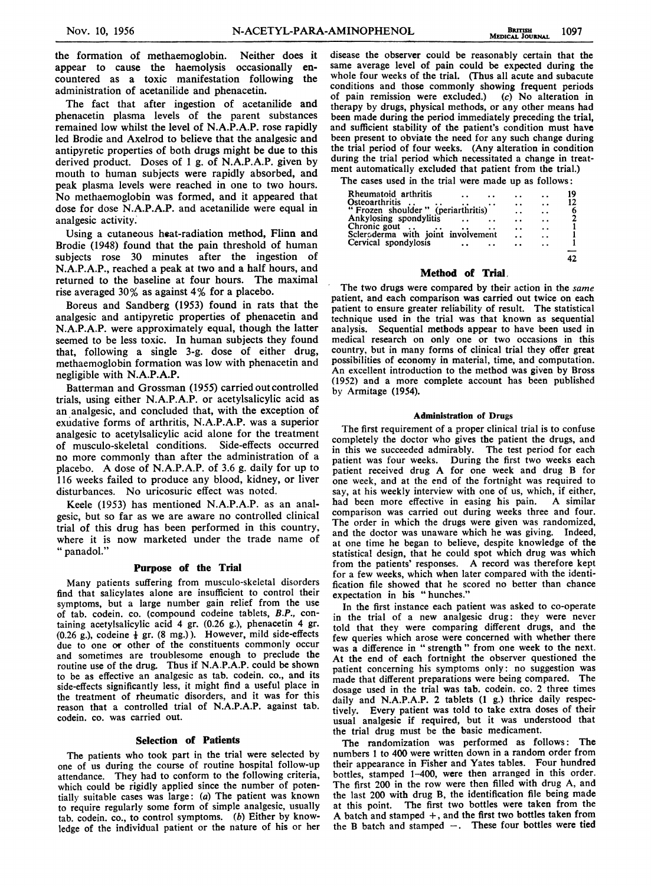the formation of methaemoglobin. Neither does it appear to cause the haemolysis occasionally encountered as a toxic manifestation following the administration of acetanilide and phenacetin.

The fact that after ingestion of acetanilide and phenacetin plasma levels of the parent substances remained low whilst the level of N.A.P.A.P. rose rapidly led Brodie and Axelrod to believe that the analgesic and antipyretic properties of both drugs might be due to this derived product. Doses of 1 g. of N.A.P.A.P. given by mouth to human subjects were rapidly absorbed, and peak plasma levels were reached in one to two hours. No methaemoglobin was formed, and it appeared that dose for dose N.A.P.A.P. and acetanilide were equal in analgesic activity.

Using a cutaneous heat-radiation method, Flinn and Brodie (1948) found that the pain threshold of human subjects rose 30 minutes after the ingestion of N.A.P.A.P., reached a peak at two and a half hours, and returned to the baseline at four hours. The maximal rise averaged 30% as against 4% for a placebo.

Boreus and Sandberg (1953) found in rats that the analgesic and antipyretic properties of phenacetin and N.A.P.A.P. were approximately equal, though the latter seemed to be less toxic. In human subjects they found that, following a single 3-g. dose of either drug, methaemoglobin formation was low with phenacetin and negligible with N.A.P.A.P.

Batterman and Grossman (1955) carried out controlled trials, using either N.A.P.A.P. or acetylsalicylic acid as an analgesic, and concluded that, with the exception of exudative forms of arthritis, N.A.P.A.P. was a superior analgesic to acetylsalicylic acid alone for the treatment of musculo-skeletal conditions. Side-effects occurred no more commonly than after the administration of a placebo. A dose of N.A.P.A.P. of 3.6 g. daily for up to 116 weeks failed to produce any blood, kidney, or liver disturbances. No uricosuric effect was noted.

Keele (1953) has mentioned N.A.P.A.P. as an analgesic, but so far as we are aware no controlled clinical trial of this drug has been performed in this country, where it is now marketed under the trade name of "panadol."

## Purpose of the Trial

Many patients suffering from musculo-skeletal disorders find that salicylates alone are insufficient to control their symptoms, but a large number gain relief from the use of tab. codein. co. (compound codeine tablets, *B.P.*, containing acetylsalicylic acid 4 gr. (0.26 g.), phenacetin 4 gr. (0.26 g.), codeine ⅛ gr. (8 mg.)). However, mild side-effects due to one or other of the constituents commonly occur and sometimes are troublesome enough to preclude the routine use of the drug. Thus if N.A.P.A.P. could be shown to be as effective an analgesic as tab. codein. co., and its side-effects significantly less, it might find a useful place in the treatment of rheumatic disorders, and it was for this reason that a controlled trial of N.A.P.A.P. against tab. codein. co. was carried out.

## Selection of Patients

The patients who took part in the trial were selected by one of us during the course of routine hospital follow-up attendance. They had to conform to the following criteria, which could be rigidly applied since the number of potentially suitable cases was large: (*a*) The patient was known to require regularly some form of simple analgesic, usually tab. codein. co., to control symptoms. (*b*) Either by knowledge of the individual patient or the nature of his or her disease the observer could be reasonably certain that the same average level of pain could be expected during the whole four weeks of the trial. (Thus all acute and subacute conditions and those commonly showing frequent periods of pain remission were excluded.) (*c*) No alteration in therapy by drugs, physical methods, or any other means had been made during the period immediately preceding the trial, and sufficient stability of the patient's condition must have been present to obviate the need for any such change during the trial period of four weeks. (Any alteration in condition during the trial period which necessitated a change in treatment automatically excluded that patient from the trial.)

The cases used in the trial were made up as follows:

| | |
|---|---|
| Rheumatoid arthritis | 19 |
| Osteoarthritis | 12 |
| "Frozen shoulder" (periarthritis) | 6 |
| Ankylosing spondylitis | 2 |
| Chronic gout | 1 |
| Scleroderma with joint involvement | 1 |
| Cervical spondylosis | 1 |
| | 42 |

## Method of Trial

The two drugs were compared by their action in the *same* patient, and each comparison was carried out twice on each patient to ensure greater reliability of result. The statistical technique used in the trial was that known as sequential analysis. Sequential methods appear to have been used in medical research on only one or two occasions in this country, but in many forms of clinical trial they offer great possibilities of economy in material, time, and computation. An excellent introduction to the method was given by Bross (1952) and a more complete account has been published by Armitage (1954).

### Administration of Drugs

The first requirement of a proper clinical trial is to confuse completely the doctor who gives the patient the drugs, and in this we succeeded admirably. The test period for each patient was four weeks. During the first two weeks each patient received drug A for one week and drug B for one week, and at the end of the fortnight was required to say, at his weekly interview with one of us, which, if either, had been more effective in easing his pain. A similar comparison was carried out during weeks three and four. The order in which the drugs were given was randomized, and the doctor was unaware which he was giving. Indeed, at one time he began to believe, despite knowledge of the statistical design, that he could spot which drug was which from the patients' responses. A record was therefore kept for a few weeks, which when later compared with the identification file showed that he scored no better than chance expectation in his "hunches."

In the first instance each patient was asked to co-operate in the trial of a new analgesic drug: they were never told that they were comparing different drugs, and the few queries which arose were concerned with whether there was a difference in "strength" from one week to the next. At the end of each fortnight the observer questioned the patient concerning his symptoms only: no suggestion was made that different preparations were being compared. The dosage used in the trial was tab. codein. co. 2 three times daily and N.A.P.A.P. 2 tablets (1 g.) thrice daily respectively. Every patient was told to take extra doses of their usual analgesic if required, but it was understood that the trial drug must be the basic medicament.

The randomization was performed as follows: The numbers 1 to 400 were written down in a random order from their appearance in Fisher and Yates tables. Four hundred bottles, stamped 1–400, were then arranged in this order. The first 200 in the row were then filled with drug A, and the last 200 with drug B, the identification file being made at this point. The first two bottles were taken from the A batch and stamped +, and the first two bottles taken from the B batch and stamped −. These four bottles were tied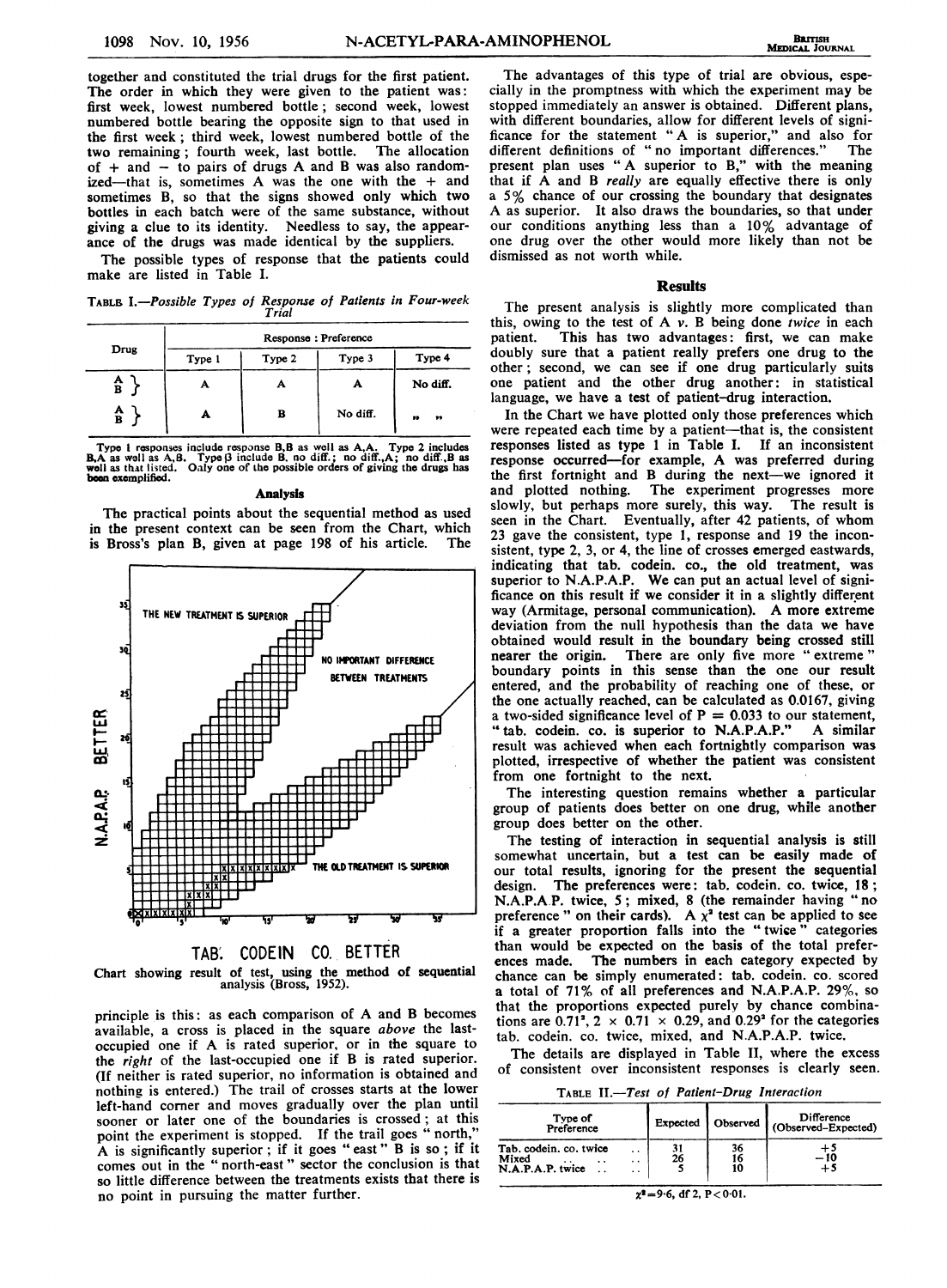together and constituted the trial drugs for the first patient. The order in which they were given to the patient was: first week, lowest numbered bottle; second week, lowest numbered bottle bearing the opposite sign to that used in the first week; third week, lowest numbered bottle of the two remaining; fourth week, last bottle. The allocation of + and − to pairs of drugs A and B was also randomized—that is, sometimes A was the one with the + and sometimes B, so that the signs showed only which two bottles in each batch were of the same substance, without giving a clue to its identity. Needless to say, the appearance of the drugs was made identical by the suppliers.

The possible types of response that the patients could make are listed in Table I.

TABLE I.—*Possible Types of Response of Patients in Four-week Trial*

| Drug | Response : Preference | | | |
|---|---|---|---|---|
| | Type 1 | Type 2 | Type 3 | Type 4 |
| A, B | A | A | A | No diff. |
| A, B | A | B | No diff. | ,, ,, |

Type 1 responses include response B,B as well as A,A. Type 2 includes B,A as well as A,B. Type 3 include B, no diff.; no diff.,A; no diff.,B as well as that listed. Only one of the possible orders of giving the drugs has been exemplified.

### Analysis

The practical points about the sequential method as used in the present context can be seen from the Chart, which is Bross's plan B, given at page 198 of his article. The principle is this: as each comparison of A and B becomes available, a cross is placed in the square *above* the last-occupied one if A is rated superior, or in the square to the *right* of the last-occupied one if B is rated superior. (If neither is rated superior, no information is obtained and nothing is entered.) The trail of crosses starts at the lower left-hand corner and moves gradually over the plan until sooner or later one of the boundaries is crossed; at this point the experiment is stopped. If the trail goes "north," A is significantly superior; if it goes "east" B is so; if it comes out in the "north-east" sector the conclusion is that so little difference between the treatments exists that there is no point in pursuing the matter further.

Chart showing result of test, using the method of sequential analysis (Bross, 1952).

The advantages of this type of trial are obvious, especially in the promptness with which the experiment may be stopped immediately an answer is obtained. Different plans, with different boundaries, allow for different levels of significance for the statement "A is superior," and also for different definitions of "no important differences." The present plan uses "A superior to B," with the meaning that if A and B *really* are equally effective there is only a 5% chance of our crossing the boundary that designates A as superior. It also draws the boundaries, so that under our conditions anything less than a 10% advantage of one drug over the other would more likely than not be dismissed as not worth while.

## Results

The present analysis is slightly more complicated than this, owing to the test of A *v.* B being done *twice* in each patient. This has two advantages: first, we can make doubly sure that a patient really prefers one drug to the other; second, we can see if one drug particularly suits one patient and the other drug another: in statistical language, we have a test of patient–drug interaction.

In the Chart we have plotted only those preferences which were repeated each time by a patient—that is, the consistent responses listed as type 1 in Table I. If an inconsistent response occurred—for example, A was preferred during the first fortnight and B during the next—we ignored it and plotted nothing. The experiment progresses more slowly, but perhaps more surely, this way. The result is seen in the Chart. Eventually, after 42 patients, of whom 23 gave the consistent, type 1, response and 19 the inconsistent, type 2, 3, or 4, the line of crosses emerged eastwards, indicating that tab. codein. co., the old treatment, was superior to N.A.P.A.P. We can put an actual level of significance on this result if we consider it in a slightly different way (Armitage, personal communication). A more extreme deviation from the null hypothesis than the data we have obtained would result in the boundary being crossed still nearer the origin. There are only five more "extreme" boundary points in this sense than the one our result entered, and the probability of reaching one of these, or the one actually reached, can be calculated as 0.0167, giving a two-sided significance level of $P = 0.033$ to our statement, "tab. codein. co. is superior to N.A.P.A.P." A similar result was achieved when each fortnightly comparison was plotted, irrespective of whether the patient was consistent from one fortnight to the next.

The interesting question remains whether a particular group of patients does better on one drug, while another group does better on the other.

The testing of interaction in sequential analysis is still somewhat uncertain, but a test can be easily made of our total results, ignoring for the present the sequential design. The preferences were: tab. codein. co. twice, 18; N.A.P.A.P. twice, 5; mixed, 8 (the remainder having "no preference" on their cards). A $\chi^2$ test can be applied to see if a greater proportion falls into the "twice" categories than would be expected on the basis of the total preferences made. The numbers in each category expected by chance can be simply enumerated: tab. codein. co. scored a total of 71% of all preferences and N.A.P.A.P. 29%, so that the proportions expected purely by chance combinations are $0.71^2$, $2 \times 0.71 \times 0.29$, and $0.29^2$ for the categories tab. codein. co. twice, mixed, and N.A.P.A.P. twice.

The details are displayed in Table II, where the excess of consistent over inconsistent responses is clearly seen.

TABLE II.—*Test of Patient–Drug Interaction*

| Type of Preference | Expected | Observed | Difference (Observed–Expected) |
|---|---|---|---|
| Tab. codein. co. twice | 31 | 36 | +5 |
| Mixed | 26 | 16 | −10 |
| N.A.P.A.P. twice | 5 | 10 | +5 |

$\chi^2 = 9.6$, df 2, $P < 0.01$.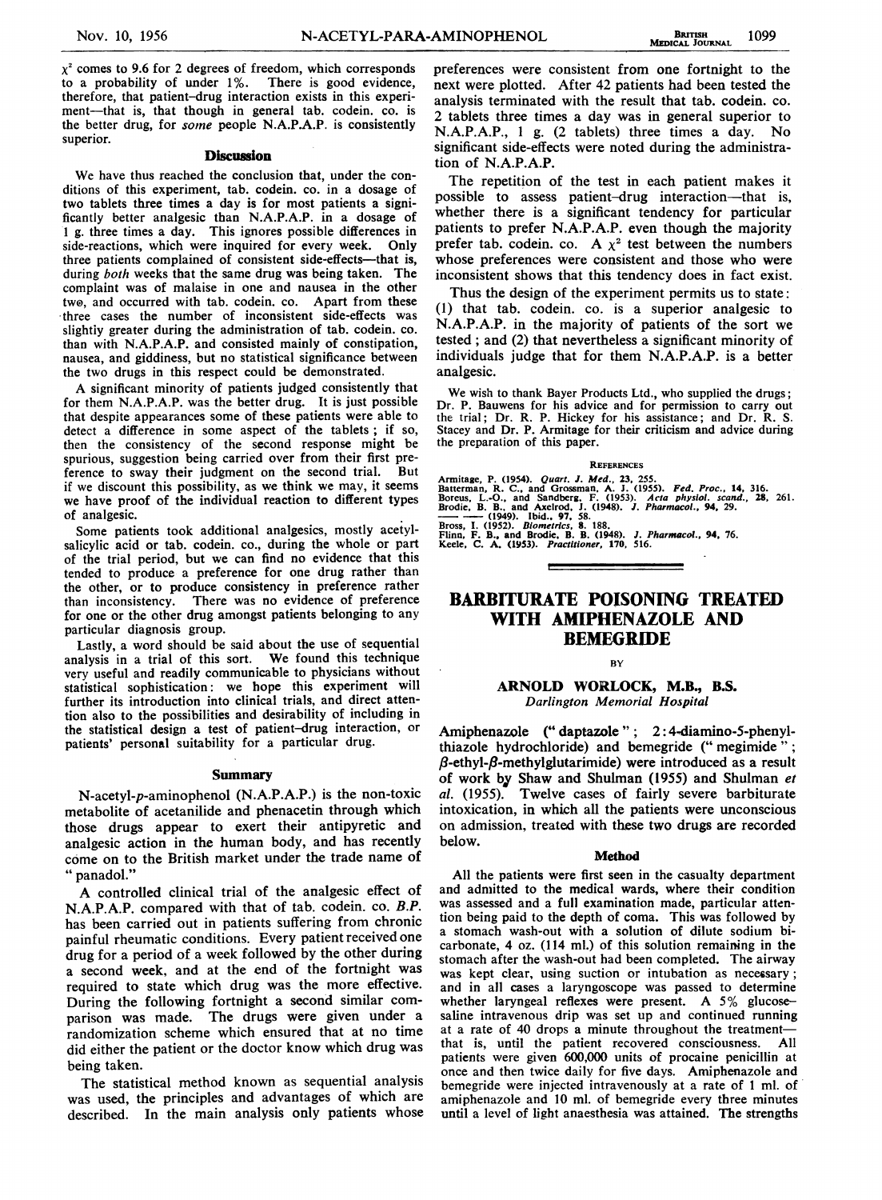$\chi^2$ comes to 9.6 for 2 degrees of freedom, which corresponds to a probability of under 1%. There is good evidence, therefore, that patient–drug interaction exists in this experiment—that is, that though in general tab. codein. co. is the better drug, for *some* people N.A.P.A.P. is consistently superior.

### Discussion

We have thus reached the conclusion that, under the conditions of this experiment, tab. codein. co. in a dosage of two tablets three times a day is for most patients a significantly better analgesic than N.A.P.A.P. in a dosage of 1 g. three times a day. This ignores possible differences in side-reactions, which were inquired for every week. Only three patients complained of consistent side-effects—that is, during *both* weeks that the same drug was being taken. The complaint was of malaise in one and nausea in the other two, and occurred with tab. codein. co. Apart from these three cases the number of inconsistent side-effects was slightly greater during the administration of tab. codein. co. than with N.A.P.A.P. and consisted mainly of constipation, nausea, and giddiness, but no statistical significance between the two drugs in this respect could be demonstrated.

A significant minority of patients judged consistently that for them N.A.P.A.P. was the better drug. It is just possible that despite appearances some of these patients were able to detect a difference in some aspect of the tablets; if so, then the consistency of the second response might be spurious, suggestion being carried over from their first preference to sway their judgment on the second trial. But if we discount this possibility, as we think we may, it seems we have proof of the individual reaction to different types of analgesic.

Some patients took additional analgesics, mostly acetylsalicylic acid or tab. codein. co., during the whole or part of the trial period, but we can find no evidence that this tended to produce a preference for one drug rather than the other, or to produce consistency in preference rather than inconsistency. There was no evidence of preference for one or the other drug amongst patients belonging to any particular diagnosis group.

Lastly, a word should be said about the use of sequential analysis in a trial of this sort. We found this technique very useful and readily communicable to physicians without statistical sophistication: we hope this experiment will further its introduction into clinical trials, and direct attention also to the possibilities and desirability of including in the statistical design a test of patient–drug interaction, or patients' personal suitability for a particular drug.

### Summary

N-acetyl-*p*-aminophenol (N.A.P.A.P.) is the non-toxic metabolite of acetanilide and phenacetin through which those drugs appear to exert their antipyretic and analgesic action in the human body, and has recently come on to the British market under the trade name of "panadol."

A controlled clinical trial of the analgesic effect of N.A.P.A.P. compared with that of tab. codein. co. *B.P.* has been carried out in patients suffering from chronic painful rheumatic conditions. Every patient received one drug for a period of a week followed by the other during a second week, and at the end of the fortnight was required to state which drug was the more effective. During the following fortnight a second similar comparison was made. The drugs were given under a randomization scheme which ensured that at no time did either the patient or the doctor know which drug was being taken.

The statistical method known as sequential analysis was used, the principles and advantages of which are described. In the main analysis only patients whose preferences were consistent from one fortnight to the next were plotted. After 42 patients had been tested the analysis terminated with the result that tab. codein. co. 2 tablets three times a day was in general superior to N.A.P.A.P., 1 g. (2 tablets) three times a day. No significant side-effects were noted during the administration of N.A.P.A.P.

The repetition of the test in each patient makes it possible to assess patient–drug interaction—that is, whether there is a significant tendency for particular patients to prefer N.A.P.A.P. even though the majority prefer tab. codein. co. A $\chi^2$ test between the numbers whose preferences were consistent and those who were inconsistent shows that this tendency does in fact exist.

Thus the design of the experiment permits us to state: (1) that tab. codein. co. is a superior analgesic to N.A.P.A.P. in the majority of patients of the sort we tested; and (2) that nevertheless a significant minority of individuals judge that for them N.A.P.A.P. is a better analgesic.

We wish to thank Bayer Products Ltd., who supplied the drugs; Dr. P. Bauwens for his advice and for permission to carry out the trial; Dr. R. P. Hickey for his assistance; and Dr. R. S. Stacey and Dr. P. Armitage for their criticism and advice during the preparation of this paper.

### References

Armitage, P. (1954). *Quart. J. Med.*, **23**, 255.
Batterman, R. C., and Grossman, A. J. (1955). *Fed. Proc.*, **14**, 316.
Boreus, L.-O., and Sandberg, F. (1953). *Acta physiol. scand.*, **28**, 261.
Brodie, B. B., and Axelrod, J. (1948). *J. Pharmacol.*, **94**, 29.
—— —— (1949). Ibid., **97**, 58.
Bross, I. (1952). *Biometrics*, **8**, 188.
Flinn, F. B., and Brodie, B. B. (1948). *J. Pharmacol.*, **94**, 76.
Keele, C. A. (1953). *Practitioner*, **170**, 516.

# BARBITURATE POISONING TREATED WITH AMIPHENAZOLE AND BEMEGRIDE

BY

**ARNOLD WORLOCK, M.B., B.S.**
*Darlington Memorial Hospital*

Amiphenazole ("daptazole"; 2:4-diamino-5-phenylthiazole hydrochloride) and bemegride ("megimide"; $\beta$-ethyl-$\beta$-methylglutarimide) were introduced as a result of work by Shaw and Shulman (1955) and Shulman *et al.* (1955). Twelve cases of fairly severe barbiturate intoxication, in which all the patients were unconscious on admission, treated with these two drugs are recorded below.

### Method

All the patients were first seen in the casualty department and admitted to the medical wards, where their condition was assessed and a full examination made, particular attention being paid to the depth of coma. This was followed by a stomach wash-out with a solution of dilute sodium bicarbonate, 4 oz. (114 ml.) of this solution remaining in the stomach after the wash-out had been completed. The airway was kept clear, using suction or intubation as necessary; and in all cases a laryngoscope was passed to determine whether laryngeal reflexes were present. A 5% glucose-saline intravenous drip was set up and continued running at a rate of 40 drops a minute throughout the treatment—that is, until the patient recovered consciousness. All patients were given 600,000 units of procaine penicillin at once and then twice daily for five days. Amiphenazole and bemegride were injected intravenously at a rate of 1 ml. of amiphenazole and 10 ml. of bemegride every three minutes until a level of light anaesthesia was attained. The strengths